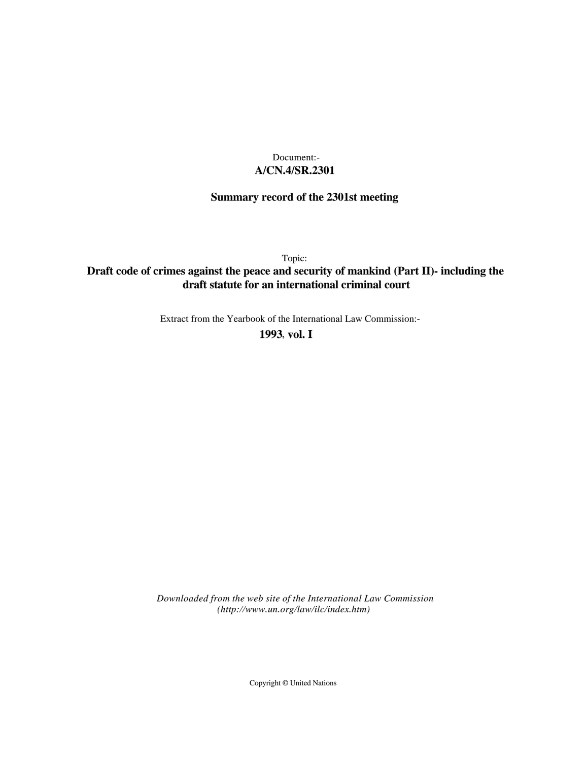Document:-

**A/CN.4/SR.2301**

**Summary record of the 2301st meeting**

Topic:

**Draft code of crimes against the peace and security of mankind (Part II)- including the draft statute for an international criminal court**

Extract from the Yearbook of the International Law Commission:-

**1993, vol. I**

*Downloaded from the web site of the International Law Commission (http://www.un.org/law/ilc/index.htm)*

Copyright © United Nations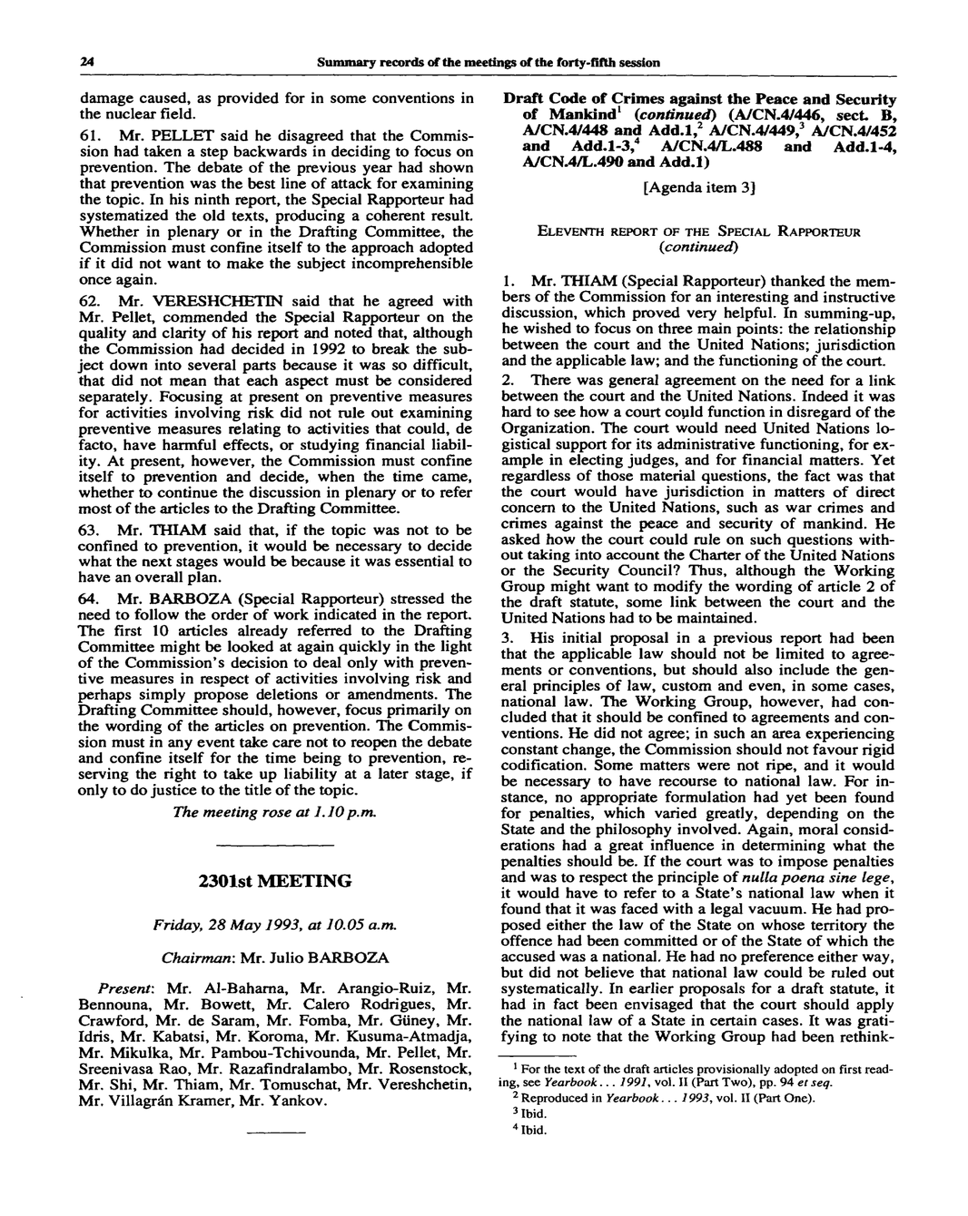damage caused, as provided for in some conventions in the nuclear field.

61. Mr. PELLET said he disagreed that the Commission had taken a step backwards in deciding to focus on prevention. The debate of the previous year had shown that prevention was the best line of attack for examining the topic. In his ninth report, the Special Rapporteur had systematized the old texts, producing a coherent result. Whether in plenary or in the Drafting Committee, the Commission must confine itself to the approach adopted if it did not want to make the subject incomprehensible once again.

62. Mr. VERESHCHETIN said that he agreed with Mr. Pellet, commended the Special Rapporteur on the quality and clarity of his report and noted that, although the Commission had decided in 1992 to break the subject down into several parts because it was so difficult, that did not mean that each aspect must be considered separately. Focusing at present on preventive measures for activities involving risk did not rule out examining preventive measures relating to activities that could, de facto, have harmful effects, or studying financial liability. At present, however, the Commission must confine itself to prevention and decide, when the time came, whether to continue the discussion in plenary or to refer most of the articles to the Drafting Committee.

63. Mr. THIAM said that, if the topic was not to be confined to prevention, it would be necessary to decide what the next stages would be because it was essential to have an overall plan.

64. Mr. BARBOZA (Special Rapporteur) stressed the need to follow the order of work indicated in the report. The first 10 articles already referred to the Drafting Committee might be looked at again quickly in the light of the Commission's decision to deal only with preventive measures in respect of activities involving risk and perhaps simply propose deletions or amendments. The Drafting Committee should, however, focus primarily on the wording of the articles on prevention. The Commission must in any event take care not to reopen the debate and confine itself for the time being to prevention, reserving the right to take up liability at a later stage, if only to do justice to the title of the topic.

*The meeting rose at 1.10 p.m.*

---

## 2301st MEETING

*Friday, 28 May 1993, at 10.05 a.m.*

*Chairman*: Mr. Julio BARBOZA

*Present*: Mr. Al-Baharna, Mr. Arangio-Ruiz, Mr. Bennouna, Mr. Bowett, Mr. Calero Rodrigues, Mr. Crawford, Mr. de Saram, Mr. Fomba, Mr. Güney, Mr. Idris, Mr. Kabatsi, Mr. Koroma, Mr. Kusuma-Atmadja, Mr. Mikulka, Mr. Pambou-Tchivounda, Mr. Pellet, Mr. Sreenivasa Rao, Mr. Razafindralambo, Mr. Rosenstock, Mr. Shi, Mr. Thiam, Mr. Tomuschat, Mr. Vereshchetin, Mr. Villagrán Kramer, Mr. Yankov.

---

### Draft Code of Crimes against the Peace and Security of Mankind[1] (*continued*) (A/CN.4/446, sect. B, A/CN.4/448 and Add.1,[2] A/CN.4/449,[3] A/CN.4/452 and Add.1-3,[4] A/CN.4/L.488 and Add.1-4, A/CN.4/L.490 and Add.1)

[Agenda item 3]

#### ELEVENTH REPORT OF THE SPECIAL RAPPORTEUR (*continued*)

1. Mr. THIAM (Special Rapporteur) thanked the members of the Commission for an interesting and instructive discussion, which proved very helpful. In summing-up, he wished to focus on three main points: the relationship between the court and the United Nations; jurisdiction and the applicable law; and the functioning of the court.

2. There was general agreement on the need for a link between the court and the United Nations. Indeed it was hard to see how a court could function in disregard of the Organization. The court would need United Nations logistical support for its administrative functioning, for example in electing judges, and for financial matters. Yet regardless of those material questions, the fact was that the court would have jurisdiction in matters of direct concern to the United Nations, such as war crimes and crimes against the peace and security of mankind. He asked how the court could rule on such questions without taking into account the Charter of the United Nations or the Security Council? Thus, although the Working Group might want to modify the wording of article 2 of the draft statute, some link between the court and the United Nations had to be maintained.

3. His initial proposal in a previous report had been that the applicable law should not be limited to agreements or conventions, but should also include the general principles of law, custom and even, in some cases, national law. The Working Group, however, had concluded that it should be confined to agreements and conventions. He did not agree; in such an area experiencing constant change, the Commission should not favour rigid codification. Some matters were not ripe, and it would be necessary to have recourse to national law. For instance, no appropriate formulation had yet been found for penalties, which varied greatly, depending on the State and the philosophy involved. Again, moral considerations had a great influence in determining what the penalties should be. If the court was to impose penalties and was to respect the principle of *nulla poena sine lege*, it would have to refer to a State's national law when it found that it was faced with a legal vacuum. He had proposed either the law of the State on whose territory the offence had been committed or of the State of which the accused was a national. He had no preference either way, but did not believe that national law could be ruled out systematically. In earlier proposals for a draft statute, it had in fact been envisaged that the court should apply the national law of a State in certain cases. It was gratifying to note that the Working Group had been rethink-

---

[1] For the text of the draft articles provisionally adopted on first reading, see *Yearbook... 1991*, vol. II (Part Two), pp. 94 *et seq.*

[2] Reproduced in *Yearbook... 1993*, vol. II (Part One).

[3] Ibid.

[4] Ibid.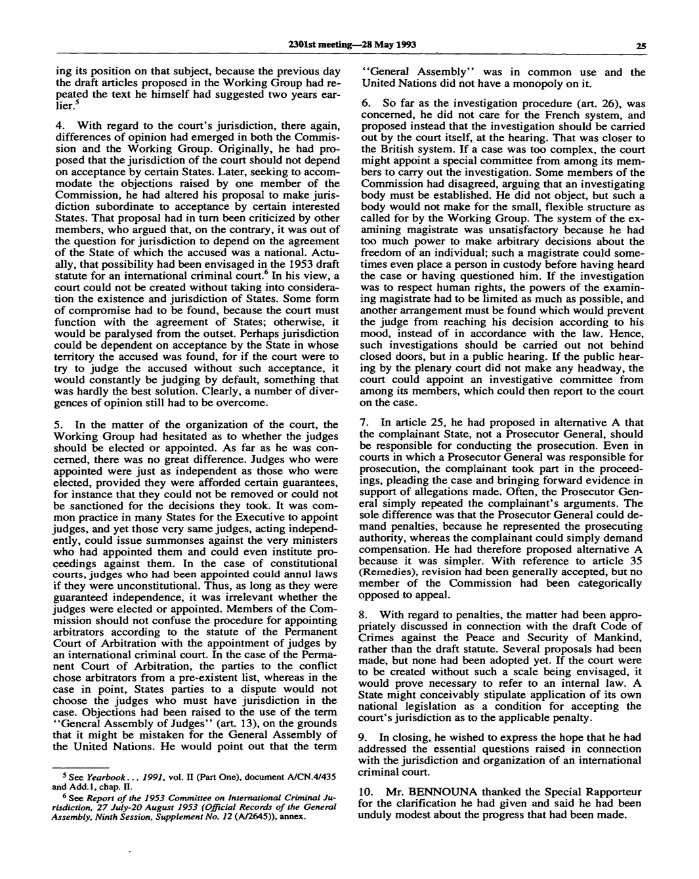ing its position on that subject, because the previous day the draft articles proposed in the Working Group had repeated the text he himself had suggested two years earlier.[5]

4. With regard to the court's jurisdiction, there again, differences of opinion had emerged in both the Commission and the Working Group. Originally, he had proposed that the jurisdiction of the court should not depend on acceptance by certain States. Later, seeking to accommodate the objections raised by one member of the Commission, he had altered his proposal to make jurisdiction subordinate to acceptance by certain interested States. That proposal had in turn been criticized by other members, who argued that, on the contrary, it was out of the question for jurisdiction to depend on the agreement of the State of which the accused was a national. Actually, that possibility had been envisaged in the 1953 draft statute for an international criminal court.[6] In his view, a court could not be created without taking into consideration the existence and jurisdiction of States. Some form of compromise had to be found, because the court must function with the agreement of States; otherwise, it would be paralysed from the outset. Perhaps jurisdiction could be dependent on acceptance by the State in whose territory the accused was found, for if the court were to try to judge the accused without such acceptance, it would constantly be judging by default, something that was hardly the best solution. Clearly, a number of divergences of opinion still had to be overcome.

5. In the matter of the organization of the court, the Working Group had hesitated as to whether the judges should be elected or appointed. As far as he was concerned, there was no great difference. Judges who were appointed were just as independent as those who were elected, provided they were afforded certain guarantees, for instance that they could not be removed or could not be sanctioned for the decisions they took. It was common practice in many States for the Executive to appoint judges, and yet those very same judges, acting independently, could issue summonses against the very ministers who had appointed them and could even institute proceedings against them. In the case of constitutional courts, judges who had been appointed could annul laws if they were unconstitutional. Thus, as long as they were guaranteed independence, it was irrelevant whether the judges were elected or appointed. Members of the Commission should not confuse the procedure for appointing arbitrators according to the statute of the Permanent Court of Arbitration with the appointment of judges by an international criminal court. In the case of the Permanent Court of Arbitration, the parties to the conflict chose arbitrators from a pre-existent list, whereas in the case in point, States parties to a dispute would not choose the judges who must have jurisdiction in the case. Objections had been raised to the use of the term "General Assembly of Judges" (art. 13), on the grounds that it might be mistaken for the General Assembly of the United Nations. He would point out that the term "General Assembly" was in common use and the United Nations did not have a monopoly on it.

6. So far as the investigation procedure (art. 26), was concerned, he did not care for the French system, and proposed instead that the investigation should be carried out by the court itself, at the hearing. That was closer to the British system. If a case was too complex, the court might appoint a special committee from among its members to carry out the investigation. Some members of the Commission had disagreed, arguing that an investigating body must be established. He did not object, but such a body would not make for the small, flexible structure as called for by the Working Group. The system of the examining magistrate was unsatisfactory because he had too much power to make arbitrary decisions about the freedom of an individual; such a magistrate could sometimes even place a person in custody before having heard the case or having questioned him. If the investigation was to respect human rights, the powers of the examining magistrate had to be limited as much as possible, and another arrangement must be found which would prevent the judge from reaching his decision according to his mood, instead of in accordance with the law. Hence, such investigations should be carried out not behind closed doors, but in a public hearing. If the public hearing by the plenary court did not make any headway, the court could appoint an investigative committee from among its members, which could then report to the court on the case.

7. In article 25, he had proposed in alternative A that the complainant State, not a Prosecutor General, should be responsible for conducting the prosecution. Even in courts in which a Prosecutor General was responsible for prosecution, the complainant took part in the proceedings, pleading the case and bringing forward evidence in support of allegations made. Often, the Prosecutor General simply repeated the complainant's arguments. The sole difference was that the Prosecutor General could demand penalties, because he represented the prosecuting authority, whereas the complainant could simply demand compensation. He had therefore proposed alternative A because it was simpler. With reference to article 35 (Remedies), revision had been generally accepted, but no member of the Commission had been categorically opposed to appeal.

8. With regard to penalties, the matter had been appropriately discussed in connection with the draft Code of Crimes against the Peace and Security of Mankind, rather than the draft statute. Several proposals had been made, but none had been adopted yet. If the court were to be created without such a scale being envisaged, it would prove necessary to refer to an internal law. A State might conceivably stipulate application of its own national legislation as a condition for accepting the court's jurisdiction as to the applicable penalty.

9. In closing, he wished to express the hope that he had addressed the essential questions raised in connection with the jurisdiction and organization of an international criminal court.

10. Mr. BENNOUNA thanked the Special Rapporteur for the clarification he had given and said he had been unduly modest about the progress that had been made.

---

[5] See *Yearbook... 1991*, vol. II (Part One), document A/CN.4/435 and Add.1, chap. II.

[6] See *Report of the 1953 Committee on International Criminal Jurisdiction, 27 July-20 August 1953 (Official Records of the General Assembly, Ninth Session, Supplement No. 12* (A/2645)), annex.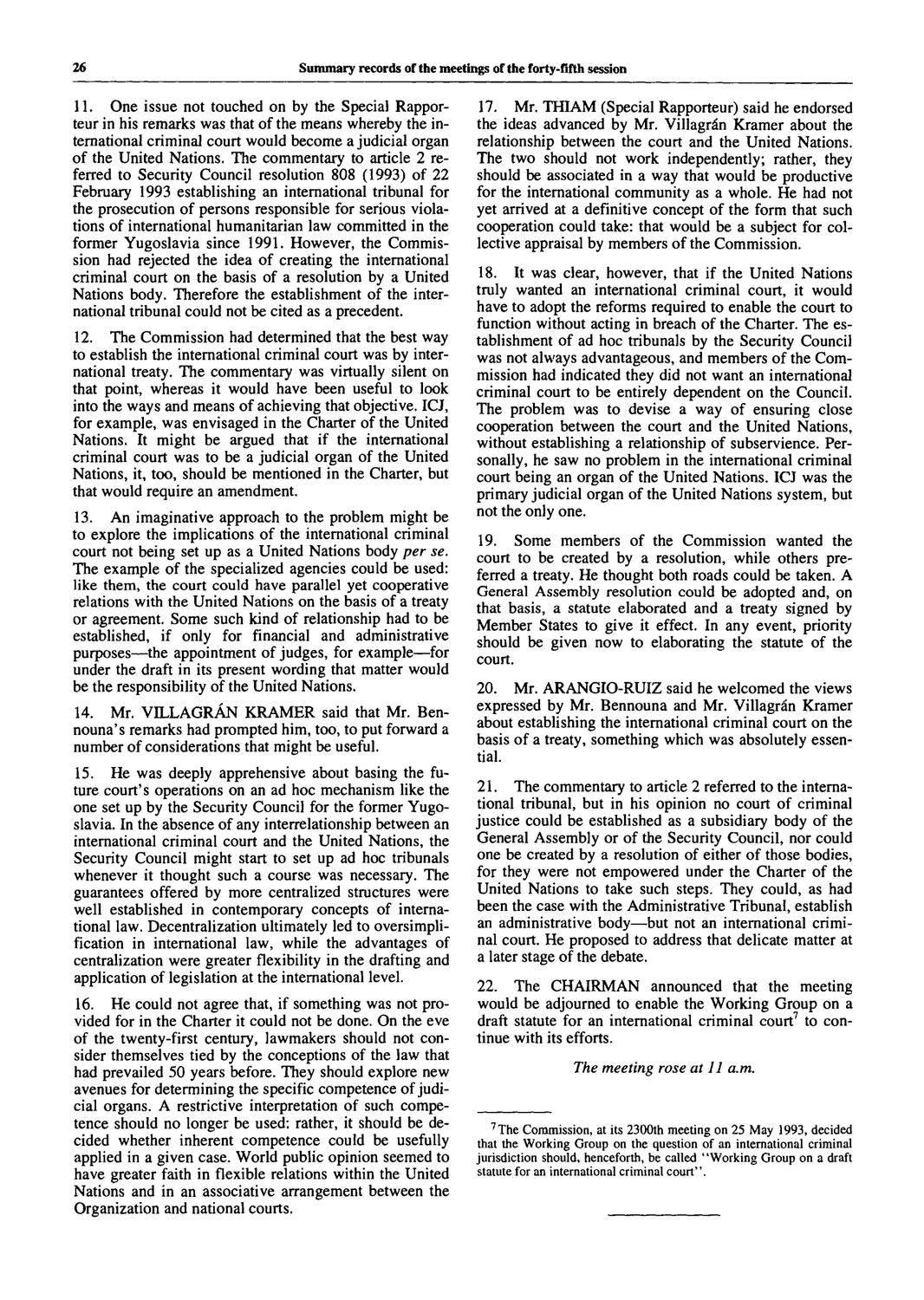11. One issue not touched on by the Special Rapporteur in his remarks was that of the means whereby the international criminal court would become a judicial organ of the United Nations. The commentary to article 2 referred to Security Council resolution 808 (1993) of 22 February 1993 establishing an international tribunal for the prosecution of persons responsible for serious violations of international humanitarian law committed in the former Yugoslavia since 1991. However, the Commission had rejected the idea of creating the international criminal court on the basis of a resolution by a United Nations body. Therefore the establishment of the international tribunal could not be cited as a precedent.

12. The Commission had determined that the best way to establish the international criminal court was by international treaty. The commentary was virtually silent on that point, whereas it would have been useful to look into the ways and means of achieving that objective. ICJ, for example, was envisaged in the Charter of the United Nations. It might be argued that if the international criminal court was to be a judicial organ of the United Nations, it, too, should be mentioned in the Charter, but that would require an amendment.

13. An imaginative approach to the problem might be to explore the implications of the international criminal court not being set up as a United Nations body *per se*. The example of the specialized agencies could be used: like them, the court could have parallel yet cooperative relations with the United Nations on the basis of a treaty or agreement. Some such kind of relationship had to be established, if only for financial and administrative purposes—the appointment of judges, for example—for under the draft in its present wording that matter would be the responsibility of the United Nations.

14. Mr. VILLAGRÁN KRAMER said that Mr. Bennouna's remarks had prompted him, too, to put forward a number of considerations that might be useful.

15. He was deeply apprehensive about basing the future court's operations on an ad hoc mechanism like the one set up by the Security Council for the former Yugoslavia. In the absence of any interrelationship between an international criminal court and the United Nations, the Security Council might start to set up ad hoc tribunals whenever it thought such a course was necessary. The guarantees offered by more centralized structures were well established in contemporary concepts of international law. Decentralization ultimately led to oversimplification in international law, while the advantages of centralization were greater flexibility in the drafting and application of legislation at the international level.

16. He could not agree that, if something was not provided for in the Charter it could not be done. On the eve of the twenty-first century, lawmakers should not consider themselves tied by the conceptions of the law that had prevailed 50 years before. They should explore new avenues for determining the specific competence of judicial organs. A restrictive interpretation of such competence should no longer be used; rather, it should be decided whether inherent competence could be usefully applied in a given case. World public opinion seemed to have greater faith in flexible relations within the United Nations and in an associative arrangement between the Organization and national courts.

17. Mr. THIAM (Special Rapporteur) said he endorsed the ideas advanced by Mr. Villagrán Kramer about the relationship between the court and the United Nations. The two should not work independently; rather, they should be associated in a way that would be productive for the international community as a whole. He had not yet arrived at a definitive concept of the form that such cooperation could take: that would be a subject for collective appraisal by members of the Commission.

18. It was clear, however, that if the United Nations truly wanted an international criminal court, it would have to adopt the reforms required to enable the court to function without acting in breach of the Charter. The establishment of ad hoc tribunals by the Security Council was not always advantageous, and members of the Commission had indicated they did not want an international criminal court to be entirely dependent on the Council. The problem was to devise a way of ensuring close cooperation between the court and the United Nations, without establishing a relationship of subservience. Personally, he saw no problem in the international criminal court being an organ of the United Nations. ICJ was the primary judicial organ of the United Nations system, but not the only one.

19. Some members of the Commission wanted the court to be created by a resolution, while others preferred a treaty. He thought both roads could be taken. A General Assembly resolution could be adopted and, on that basis, a statute elaborated and a treaty signed by Member States to give it effect. In any event, priority should be given now to elaborating the statute of the court.

20. Mr. ARANGIO-RUIZ said he welcomed the views expressed by Mr. Bennouna and Mr. Villagrán Kramer about establishing the international criminal court on the basis of a treaty, something which was absolutely essential.

21. The commentary to article 2 referred to the international tribunal, but in his opinion no court of criminal justice could be established as a subsidiary body of the General Assembly or of the Security Council, nor could one be created by a resolution of either of those bodies, for they were not empowered under the Charter of the United Nations to take such steps. They could, as had been the case with the Administrative Tribunal, establish an administrative body—but not an international criminal court. He proposed to address that delicate matter at a later stage of the debate.

22. The CHAIRMAN announced that the meeting would be adjourned to enable the Working Group on a draft statute for an international criminal court[7] to continue with its efforts.

*The meeting rose at 11 a.m.*

---

[7] The Commission, at its 2300th meeting on 25 May 1993, decided that the Working Group on the question of an international criminal jurisdiction should, henceforth, be called "Working Group on a draft statute for an international criminal court".